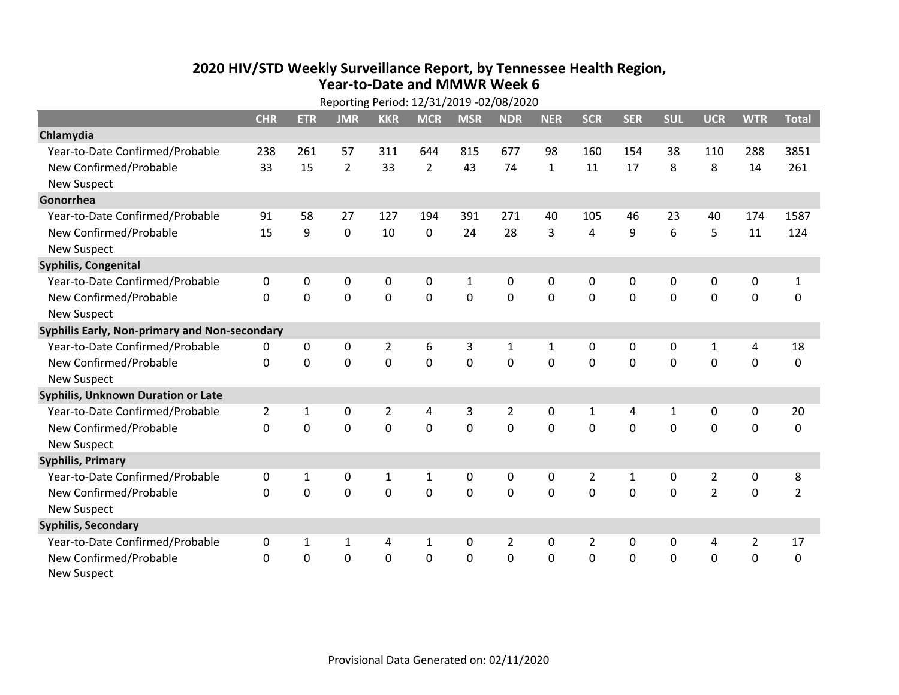# 2020 HIV/STD Weekly Surveillance Report, by Tennessee Health Region, Year-to-Date and MMWR Week 6

Reporting Period: 12/31/2019 -02/08/2020

| | CHR | ETR | JMR | KKR | MCR | MSR | NDR | NER | SCR | SER | SUL | UCR | WTR | Total |
|---|---|---|---|---|---|---|---|---|---|---|---|---|---|---|
| **Chlamydia** | | | | | | | | | | | | | | |
| Year-to-Date Confirmed/Probable | 238 | 261 | 57 | 311 | 644 | 815 | 677 | 98 | 160 | 154 | 38 | 110 | 288 | 3851 |
| New Confirmed/Probable | 33 | 15 | 2 | 33 | 2 | 43 | 74 | 1 | 11 | 17 | 8 | 8 | 14 | 261 |
| New Suspect | | | | | | | | | | | | | | |
| **Gonorrhea** | | | | | | | | | | | | | | |
| Year-to-Date Confirmed/Probable | 91 | 58 | 27 | 127 | 194 | 391 | 271 | 40 | 105 | 46 | 23 | 40 | 174 | 1587 |
| New Confirmed/Probable | 15 | 9 | 0 | 10 | 0 | 24 | 28 | 3 | 4 | 9 | 6 | 5 | 11 | 124 |
| New Suspect | | | | | | | | | | | | | | |
| **Syphilis, Congenital** | | | | | | | | | | | | | | |
| Year-to-Date Confirmed/Probable | 0 | 0 | 0 | 0 | 0 | 1 | 0 | 0 | 0 | 0 | 0 | 0 | 0 | 1 |
| New Confirmed/Probable | 0 | 0 | 0 | 0 | 0 | 0 | 0 | 0 | 0 | 0 | 0 | 0 | 0 | 0 |
| New Suspect | | | | | | | | | | | | | | |
| **Syphilis Early, Non-primary and Non-secondary** | | | | | | | | | | | | | | |
| Year-to-Date Confirmed/Probable | 0 | 0 | 0 | 2 | 6 | 3 | 1 | 1 | 0 | 0 | 0 | 1 | 4 | 18 |
| New Confirmed/Probable | 0 | 0 | 0 | 0 | 0 | 0 | 0 | 0 | 0 | 0 | 0 | 0 | 0 | 0 |
| New Suspect | | | | | | | | | | | | | | |
| **Syphilis, Unknown Duration or Late** | | | | | | | | | | | | | | |
| Year-to-Date Confirmed/Probable | 2 | 1 | 0 | 2 | 4 | 3 | 2 | 0 | 1 | 4 | 1 | 0 | 0 | 20 |
| New Confirmed/Probable | 0 | 0 | 0 | 0 | 0 | 0 | 0 | 0 | 0 | 0 | 0 | 0 | 0 | 0 |
| New Suspect | | | | | | | | | | | | | | |
| **Syphilis, Primary** | | | | | | | | | | | | | | |
| Year-to-Date Confirmed/Probable | 0 | 1 | 0 | 1 | 1 | 0 | 0 | 0 | 2 | 1 | 0 | 2 | 0 | 8 |
| New Confirmed/Probable | 0 | 0 | 0 | 0 | 0 | 0 | 0 | 0 | 0 | 0 | 0 | 2 | 0 | 2 |
| New Suspect | | | | | | | | | | | | | | |
| **Syphilis, Secondary** | | | | | | | | | | | | | | |
| Year-to-Date Confirmed/Probable | 0 | 1 | 1 | 4 | 1 | 0 | 2 | 0 | 2 | 0 | 0 | 4 | 2 | 17 |
| New Confirmed/Probable | 0 | 0 | 0 | 0 | 0 | 0 | 0 | 0 | 0 | 0 | 0 | 0 | 0 | 0 |
| New Suspect | | | | | | | | | | | | | | |

Provisional Data Generated on: 02/11/2020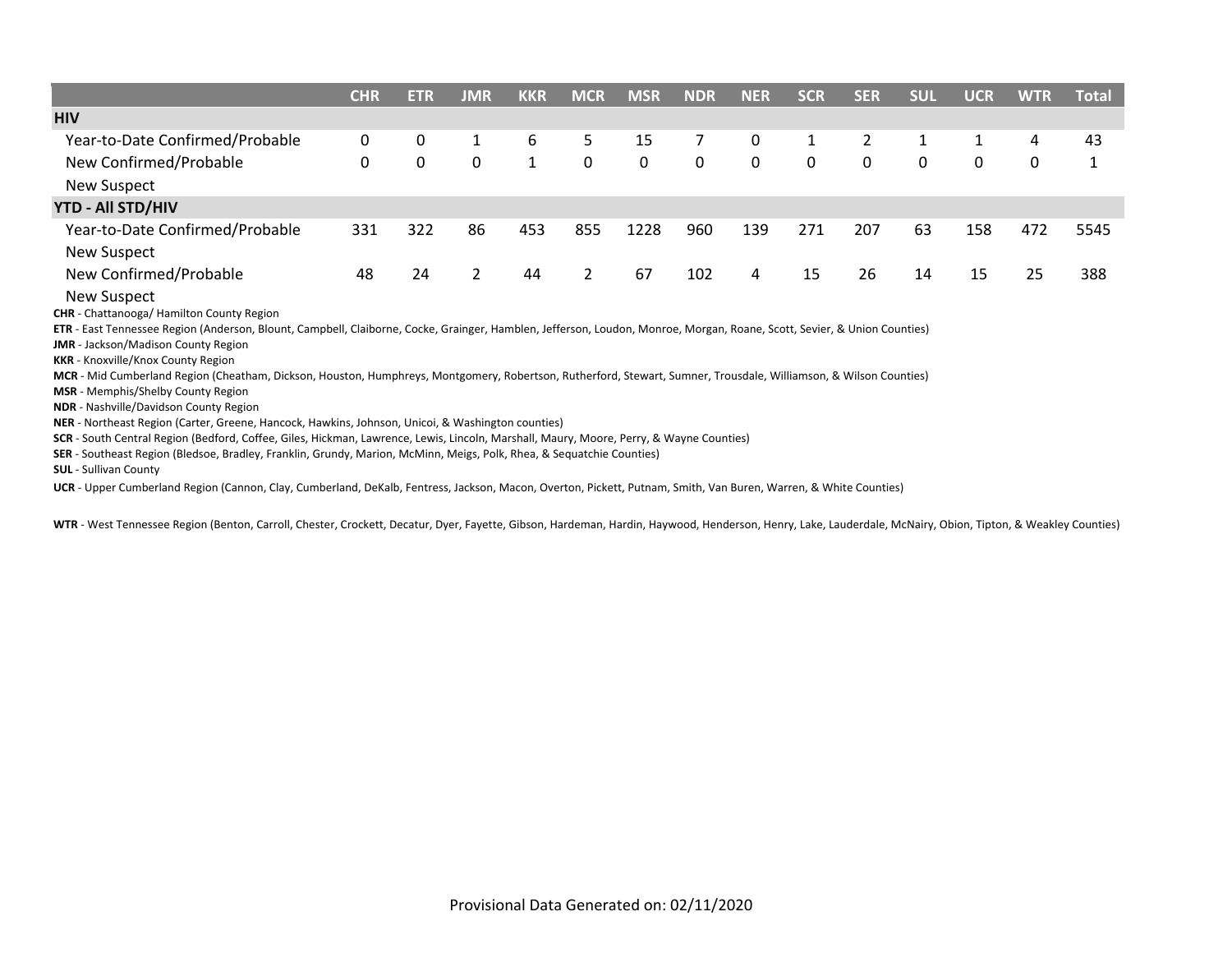| | CHR | ETR | JMR | KKR | MCR | MSR | NDR | NER | SCR | SER | SUL | UCR | WTR | Total |
|---|---|---|---|---|---|---|---|---|---|---|---|---|---|---|
| **HIV** | | | | | | | | | | | | | | |
| Year-to-Date Confirmed/Probable | 0 | 0 | 1 | 6 | 5 | 15 | 7 | 0 | 1 | 2 | 1 | 1 | 4 | 43 |
| New Confirmed/Probable | 0 | 0 | 0 | 1 | 0 | 0 | 0 | 0 | 0 | 0 | 0 | 0 | 0 | 1 |
| New Suspect | | | | | | | | | | | | | | |
| **YTD - All STD/HIV** | | | | | | | | | | | | | | |
| Year-to-Date Confirmed/Probable | 331 | 322 | 86 | 453 | 855 | 1228 | 960 | 139 | 271 | 207 | 63 | 158 | 472 | 5545 |
| New Suspect | | | | | | | | | | | | | | |
| New Confirmed/Probable | 48 | 24 | 2 | 44 | 2 | 67 | 102 | 4 | 15 | 26 | 14 | 15 | 25 | 388 |
| New Suspect | | | | | | | | | | | | | | |

**CHR** - Chattanooga/ Hamilton County Region

**ETR** - East Tennessee Region (Anderson, Blount, Campbell, Claiborne, Cocke, Grainger, Hamblen, Jefferson, Loudon, Monroe, Morgan, Roane, Scott, Sevier, & Union Counties)

**JMR** - Jackson/Madison County Region

**KKR** - Knoxville/Knox County Region

**MCR** - Mid Cumberland Region (Cheatham, Dickson, Houston, Humphreys, Montgomery, Robertson, Rutherford, Stewart, Sumner, Trousdale, Williamson, & Wilson Counties)

**MSR** - Memphis/Shelby County Region

**NDR** - Nashville/Davidson County Region

**NER** - Northeast Region (Carter, Greene, Hancock, Hawkins, Johnson, Unicoi, & Washington counties)

**SCR** - South Central Region (Bedford, Coffee, Giles, Hickman, Lawrence, Lewis, Lincoln, Marshall, Maury, Moore, Perry, & Wayne Counties)

**SER** - Southeast Region (Bledsoe, Bradley, Franklin, Grundy, Marion, McMinn, Meigs, Polk, Rhea, & Sequatchie Counties)

**SUL** - Sullivan County

**UCR** - Upper Cumberland Region (Cannon, Clay, Cumberland, DeKalb, Fentress, Jackson, Macon, Overton, Pickett, Putnam, Smith, Van Buren, Warren, & White Counties)

**WTR** - West Tennessee Region (Benton, Carroll, Chester, Crockett, Decatur, Dyer, Fayette, Gibson, Hardeman, Hardin, Haywood, Henderson, Henry, Lake, Lauderdale, McNairy, Obion, Tipton, & Weakley Counties)

Provisional Data Generated on: 02/11/2020